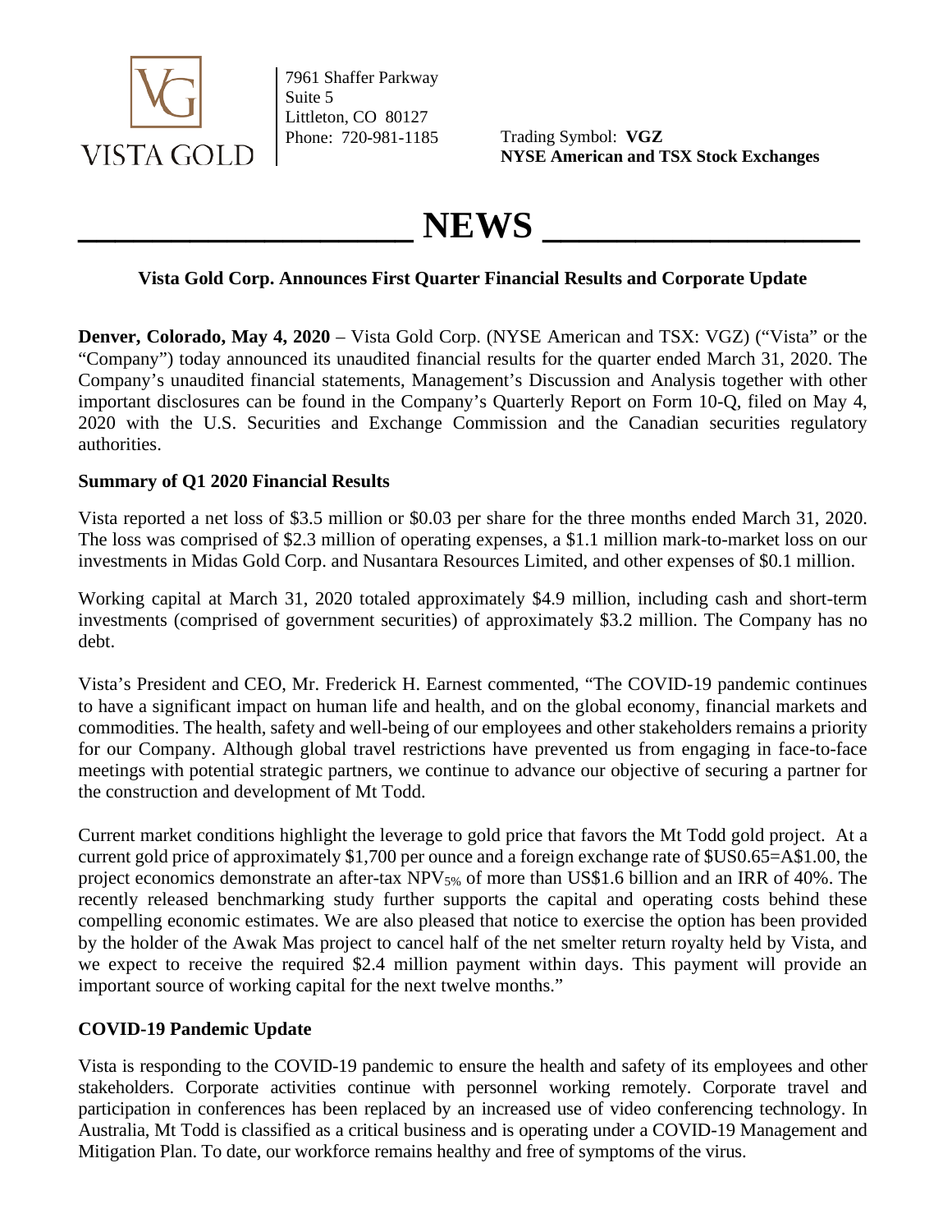VISTA GOLD

7961 Shaffer Parkway
Suite 5
Littleton, CO 80127
Phone: 720-981-1185

Trading Symbol: **VGZ**
**NYSE American and TSX Stock Exchanges**

# NEWS

**Vista Gold Corp. Announces First Quarter Financial Results and Corporate Update**

**Denver, Colorado, May 4, 2020** – Vista Gold Corp. (NYSE American and TSX: VGZ) ("Vista" or the "Company") today announced its unaudited financial results for the quarter ended March 31, 2020. The Company's unaudited financial statements, Management's Discussion and Analysis together with other important disclosures can be found in the Company's Quarterly Report on Form 10-Q, filed on May 4, 2020 with the U.S. Securities and Exchange Commission and the Canadian securities regulatory authorities.

**Summary of Q1 2020 Financial Results**

Vista reported a net loss of $3.5 million or $0.03 per share for the three months ended March 31, 2020. The loss was comprised of $2.3 million of operating expenses, a $1.1 million mark-to-market loss on our investments in Midas Gold Corp. and Nusantara Resources Limited, and other expenses of $0.1 million.

Working capital at March 31, 2020 totaled approximately $4.9 million, including cash and short-term investments (comprised of government securities) of approximately $3.2 million. The Company has no debt.

Vista's President and CEO, Mr. Frederick H. Earnest commented, "The COVID-19 pandemic continues to have a significant impact on human life and health, and on the global economy, financial markets and commodities. The health, safety and well-being of our employees and other stakeholders remains a priority for our Company. Although global travel restrictions have prevented us from engaging in face-to-face meetings with potential strategic partners, we continue to advance our objective of securing a partner for the construction and development of Mt Todd.

Current market conditions highlight the leverage to gold price that favors the Mt Todd gold project. At a current gold price of approximately $1,700 per ounce and a foreign exchange rate of $US0.65=A$1.00, the project economics demonstrate an after-tax $NPV_{5\%}$ of more than US$1.6 billion and an IRR of 40%. The recently released benchmarking study further supports the capital and operating costs behind these compelling economic estimates. We are also pleased that notice to exercise the option has been provided by the holder of the Awak Mas project to cancel half of the net smelter return royalty held by Vista, and we expect to receive the required $2.4 million payment within days. This payment will provide an important source of working capital for the next twelve months."

**COVID-19 Pandemic Update**

Vista is responding to the COVID-19 pandemic to ensure the health and safety of its employees and other stakeholders. Corporate activities continue with personnel working remotely. Corporate travel and participation in conferences has been replaced by an increased use of video conferencing technology. In Australia, Mt Todd is classified as a critical business and is operating under a COVID-19 Management and Mitigation Plan. To date, our workforce remains healthy and free of symptoms of the virus.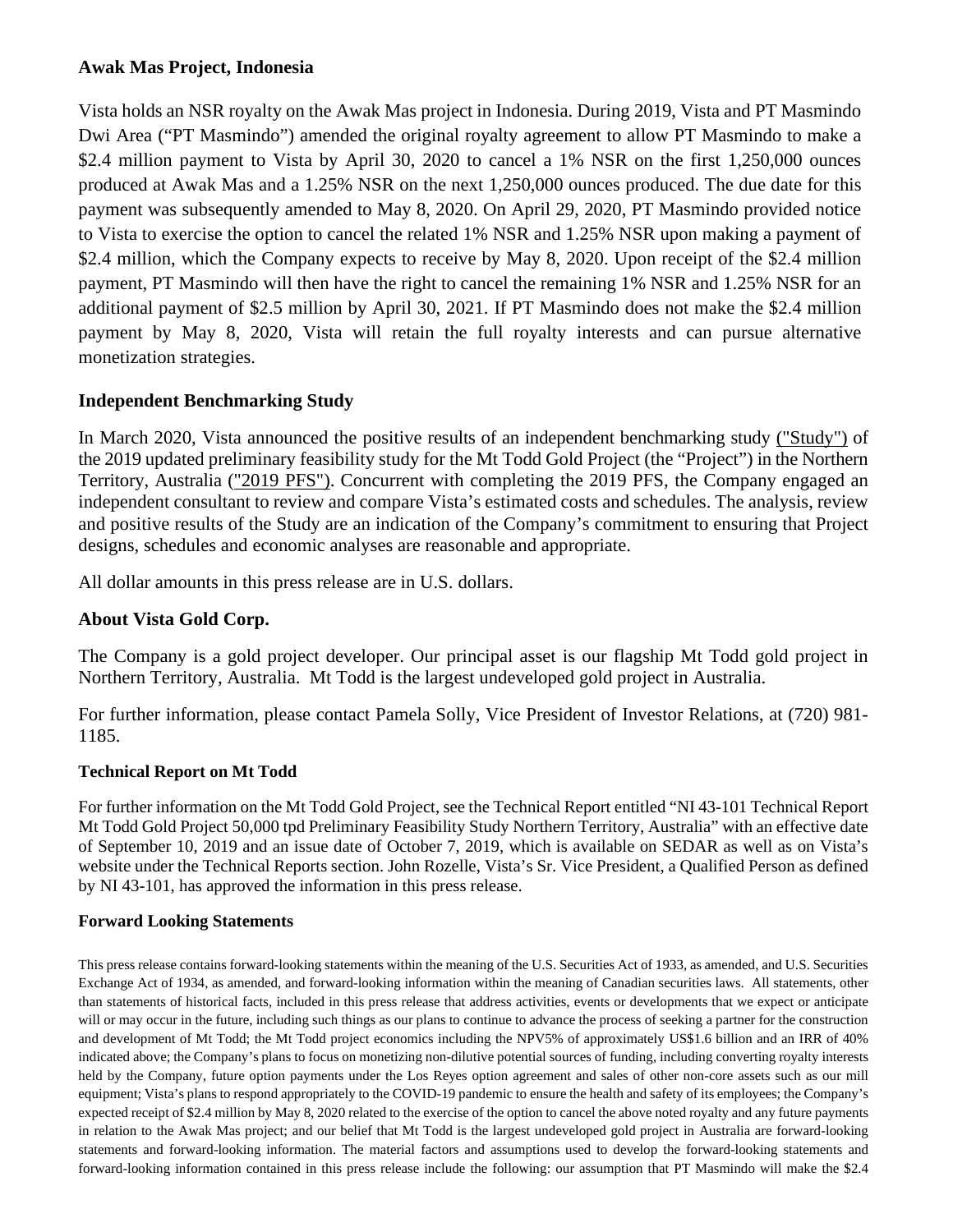## Awak Mas Project, Indonesia

Vista holds an NSR royalty on the Awak Mas project in Indonesia. During 2019, Vista and PT Masmindo Dwi Area ("PT Masmindo") amended the original royalty agreement to allow PT Masmindo to make a $2.4 million payment to Vista by April 30, 2020 to cancel a 1% NSR on the first 1,250,000 ounces produced at Awak Mas and a 1.25% NSR on the next 1,250,000 ounces produced. The due date for this payment was subsequently amended to May 8, 2020. On April 29, 2020, PT Masmindo provided notice to Vista to exercise the option to cancel the related 1% NSR and 1.25% NSR upon making a payment of $2.4 million, which the Company expects to receive by May 8, 2020. Upon receipt of the $2.4 million payment, PT Masmindo will then have the right to cancel the remaining 1% NSR and 1.25% NSR for an additional payment of $2.5 million by April 30, 2021. If PT Masmindo does not make the $2.4 million payment by May 8, 2020, Vista will retain the full royalty interests and can pursue alternative monetization strategies.

## Independent Benchmarking Study

In March 2020, Vista announced the positive results of an independent benchmarking study ("Study") of the 2019 updated preliminary feasibility study for the Mt Todd Gold Project (the "Project") in the Northern Territory, Australia ("2019 PFS"). Concurrent with completing the 2019 PFS, the Company engaged an independent consultant to review and compare Vista's estimated costs and schedules. The analysis, review and positive results of the Study are an indication of the Company's commitment to ensuring that Project designs, schedules and economic analyses are reasonable and appropriate.

All dollar amounts in this press release are in U.S. dollars.

## About Vista Gold Corp.

The Company is a gold project developer. Our principal asset is our flagship Mt Todd gold project in Northern Territory, Australia. Mt Todd is the largest undeveloped gold project in Australia.

For further information, please contact Pamela Solly, Vice President of Investor Relations, at (720) 981-1185.

### Technical Report on Mt Todd

For further information on the Mt Todd Gold Project, see the Technical Report entitled "NI 43-101 Technical Report Mt Todd Gold Project 50,000 tpd Preliminary Feasibility Study Northern Territory, Australia" with an effective date of September 10, 2019 and an issue date of October 7, 2019, which is available on SEDAR as well as on Vista's website under the Technical Reports section. John Rozelle, Vista's Sr. Vice President, a Qualified Person as defined by NI 43-101, has approved the information in this press release.

### Forward Looking Statements

This press release contains forward-looking statements within the meaning of the U.S. Securities Act of 1933, as amended, and U.S. Securities Exchange Act of 1934, as amended, and forward-looking information within the meaning of Canadian securities laws. All statements, other than statements of historical facts, included in this press release that address activities, events or developments that we expect or anticipate will or may occur in the future, including such things as our plans to continue to advance the process of seeking a partner for the construction and development of Mt Todd; the Mt Todd project economics including the NPV5% of approximately US$1.6 billion and an IRR of 40% indicated above; the Company's plans to focus on monetizing non-dilutive potential sources of funding, including converting royalty interests held by the Company, future option payments under the Los Reyes option agreement and sales of other non-core assets such as our mill equipment; Vista's plans to respond appropriately to the COVID-19 pandemic to ensure the health and safety of its employees; the Company's expected receipt of $2.4 million by May 8, 2020 related to the exercise of the option to cancel the above noted royalty and any future payments in relation to the Awak Mas project; and our belief that Mt Todd is the largest undeveloped gold project in Australia are forward-looking statements and forward-looking information. The material factors and assumptions used to develop the forward-looking statements and forward-looking information contained in this press release include the following: our assumption that PT Masmindo will make the $2.4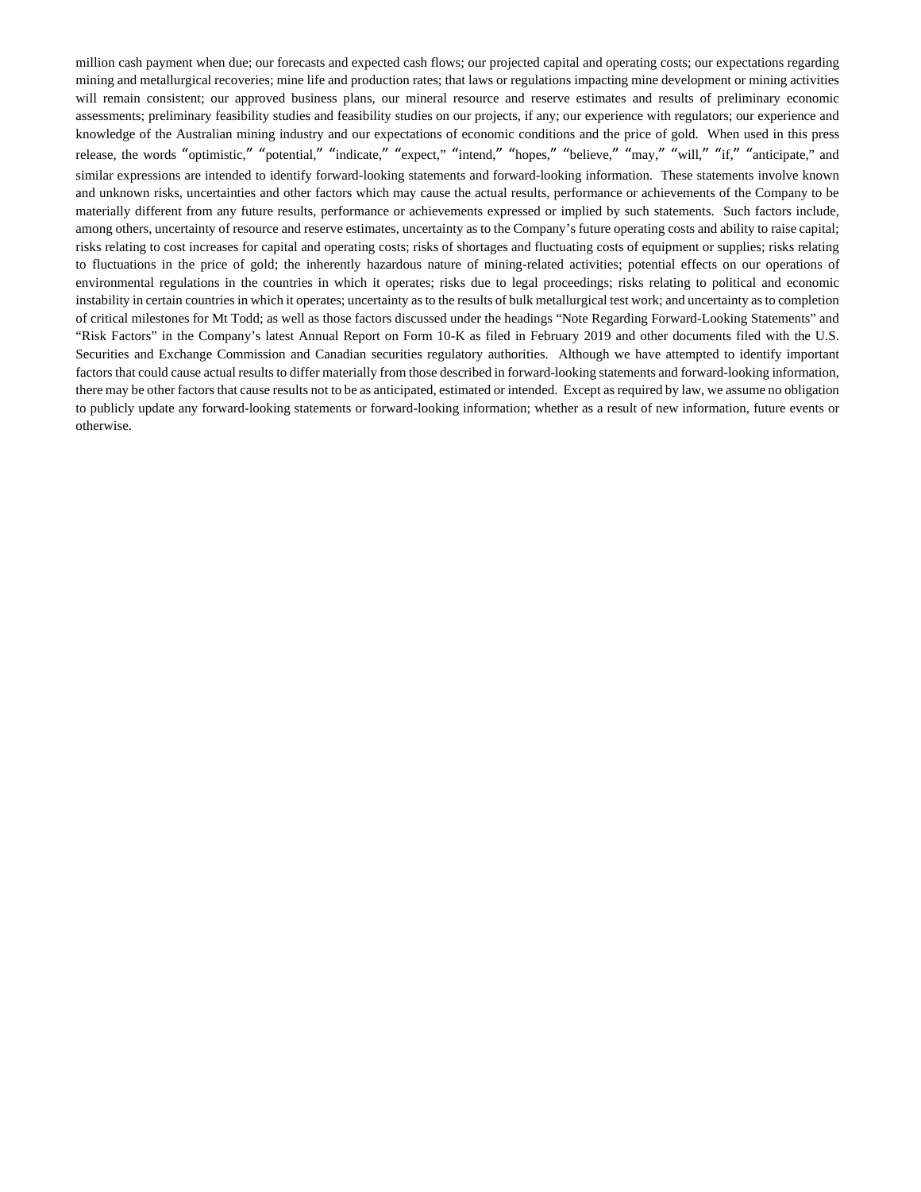million cash payment when due; our forecasts and expected cash flows; our projected capital and operating costs; our expectations regarding mining and metallurgical recoveries; mine life and production rates; that laws or regulations impacting mine development or mining activities will remain consistent; our approved business plans, our mineral resource and reserve estimates and results of preliminary economic assessments; preliminary feasibility studies and feasibility studies on our projects, if any; our experience with regulators; our experience and knowledge of the Australian mining industry and our expectations of economic conditions and the price of gold. When used in this press release, the words "optimistic," "potential," "indicate," "expect," "intend," "hopes," "believe," "may," "will," "if," "anticipate," and similar expressions are intended to identify forward-looking statements and forward-looking information. These statements involve known and unknown risks, uncertainties and other factors which may cause the actual results, performance or achievements of the Company to be materially different from any future results, performance or achievements expressed or implied by such statements. Such factors include, among others, uncertainty of resource and reserve estimates, uncertainty as to the Company's future operating costs and ability to raise capital; risks relating to cost increases for capital and operating costs; risks of shortages and fluctuating costs of equipment or supplies; risks relating to fluctuations in the price of gold; the inherently hazardous nature of mining-related activities; potential effects on our operations of environmental regulations in the countries in which it operates; risks due to legal proceedings; risks relating to political and economic instability in certain countries in which it operates; uncertainty as to the results of bulk metallurgical test work; and uncertainty as to completion of critical milestones for Mt Todd; as well as those factors discussed under the headings "Note Regarding Forward-Looking Statements" and "Risk Factors" in the Company's latest Annual Report on Form 10-K as filed in February 2019 and other documents filed with the U.S. Securities and Exchange Commission and Canadian securities regulatory authorities. Although we have attempted to identify important factors that could cause actual results to differ materially from those described in forward-looking statements and forward-looking information, there may be other factors that cause results not to be as anticipated, estimated or intended. Except as required by law, we assume no obligation to publicly update any forward-looking statements or forward-looking information; whether as a result of new information, future events or otherwise.